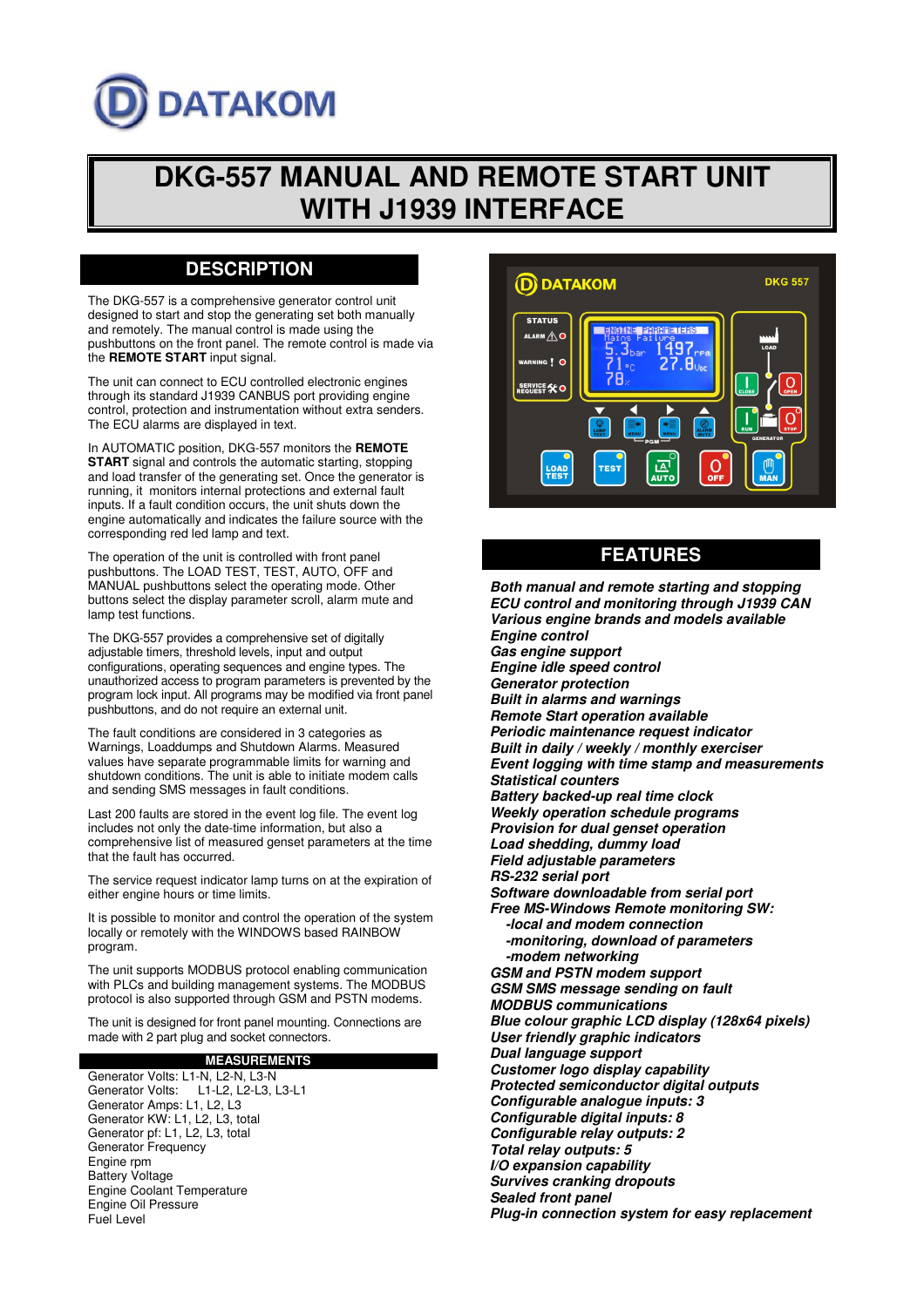# DATAKOM

# DKG-557 MANUAL AND REMOTE START UNIT WITH J1939 INTERFACE

## DESCRIPTION

The DKG-557 is a comprehensive generator control unit designed to start and stop the generating set both manually and remotely. The manual control is made using the pushbuttons on the front panel. The remote control is made via the **REMOTE START** input signal.

The unit can connect to ECU controlled electronic engines through its standard J1939 CANBUS port providing engine control, protection and instrumentation without extra senders. The ECU alarms are displayed in text.

In AUTOMATIC position, DKG-557 monitors the **REMOTE START** signal and controls the automatic starting, stopping and load transfer of the generating set. Once the generator is running, it monitors internal protections and external fault inputs. If a fault condition occurs, the unit shuts down the engine automatically and indicates the failure source with the corresponding red led lamp and text.

The operation of the unit is controlled with front panel pushbuttons. The LOAD TEST, TEST, AUTO, OFF and MANUAL pushbuttons select the operating mode. Other buttons select the display parameter scroll, alarm mute and lamp test functions.

The DKG-557 provides a comprehensive set of digitally adjustable timers, threshold levels, input and output configurations, operating sequences and engine types. The unauthorized access to program parameters is prevented by the program lock input. All programs may be modified via front panel pushbuttons, and do not require an external unit.

The fault conditions are considered in 3 categories as Warnings, Loaddumps and Shutdown Alarms. Measured values have separate programmable limits for warning and shutdown conditions. The unit is able to initiate modem calls and sending SMS messages in fault conditions.

Last 200 faults are stored in the event log file. The event log includes not only the date-time information, but also a comprehensive list of measured genset parameters at the time that the fault has occurred.

The service request indicator lamp turns on at the expiration of either engine hours or time limits.

It is possible to monitor and control the operation of the system locally or remotely with the WINDOWS based RAINBOW program.

The unit supports MODBUS protocol enabling communication with PLCs and building management systems. The MODBUS protocol is also supported through GSM and PSTN modems.

The unit is designed for front panel mounting. Connections are made with 2 part plug and socket connectors.

### MEASUREMENTS

Generator Volts: L1-N, L2-N, L3-N
Generator Volts: L1-L2, L2-L3, L3-L1
Generator Amps: L1, L2, L3
Generator KW: L1, L2, L3, total
Generator pf: L1, L2, L3, total
Generator Frequency
Engine rpm
Battery Voltage
Engine Coolant Temperature
Engine Oil Pressure
Fuel Level

## FEATURES

***Both manual and remote starting and stopping***
***ECU control and monitoring through J1939 CAN***
***Various engine brands and models available***
***Engine control***
***Gas engine support***
***Engine idle speed control***
***Generator protection***
***Built in alarms and warnings***
***Remote Start operation available***
***Periodic maintenance request indicator***
***Built in daily / weekly / monthly exerciser***
***Event logging with time stamp and measurements***
***Statistical counters***
***Battery backed-up real time clock***
***Weekly operation schedule programs***
***Provision for dual genset operation***
***Load shedding, dummy load***
***Field adjustable parameters***
***RS-232 serial port***
***Software downloadable from serial port***
***Free MS-Windows Remote monitoring SW:***
- ***local and modem connection***
- ***monitoring, download of parameters***
- ***modem networking***

***GSM and PSTN modem support***
***GSM SMS message sending on fault***
***MODBUS communications***
***Blue colour graphic LCD display (128x64 pixels)***
***User friendly graphic indicators***
***Dual language support***
***Customer logo display capability***
***Protected semiconductor digital outputs***
***Configurable analogue inputs: 3***
***Configurable digital inputs: 8***
***Configurable relay outputs: 2***
***Total relay outputs: 5***
***I/O expansion capability***
***Survives cranking dropouts***
***Sealed front panel***
***Plug-in connection system for easy replacement***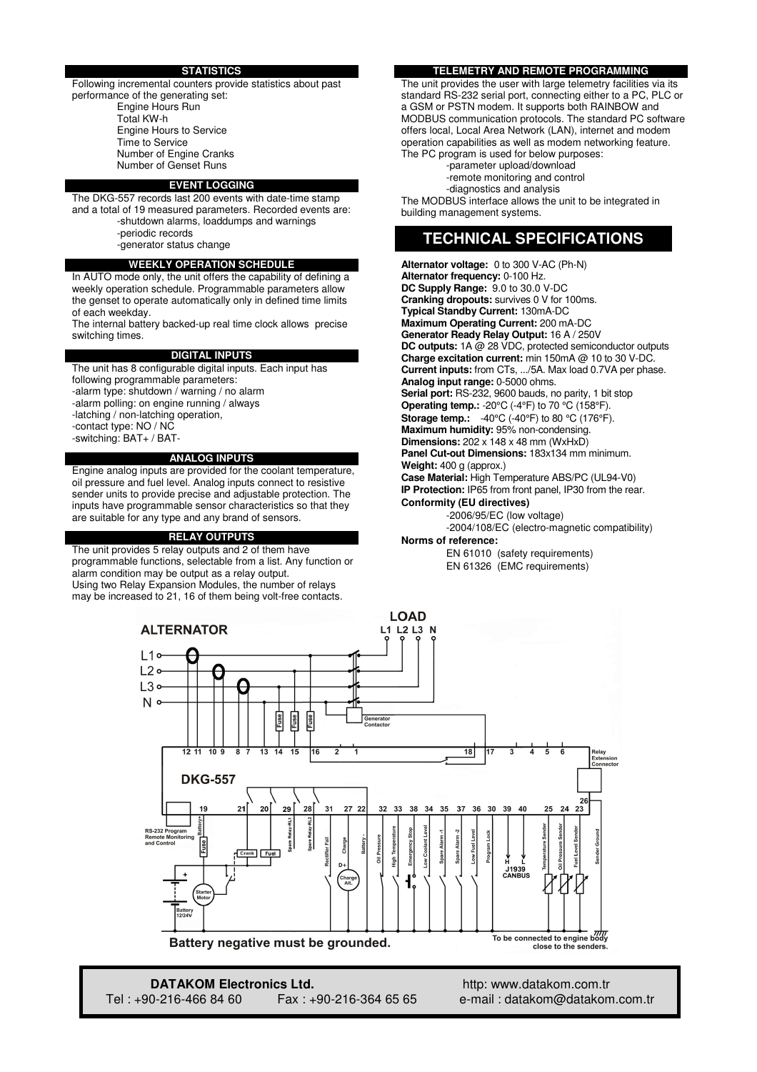## STATISTICS

Following incremental counters provide statistics about past performance of the generating set:

- Engine Hours Run
- Total KW-h
- Engine Hours to Service
- Time to Service
- Number of Engine Cranks
- Number of Genset Runs

## EVENT LOGGING

The DKG-557 records last 200 events with date-time stamp and a total of 19 measured parameters. Recorded events are:

- -shutdown alarms, loaddumps and warnings
- -periodic records
- -generator status change

## WEEKLY OPERATION SCHEDULE

In AUTO mode only, the unit offers the capability of defining a weekly operation schedule. Programmable parameters allow the genset to operate automatically only in defined time limits of each weekday.

The internal battery backed-up real time clock allows precise switching times.

## DIGITAL INPUTS

The unit has 8 configurable digital inputs. Each input has following programmable parameters:

-alarm type: shutdown / warning / no alarm
-alarm polling: on engine running / always
-latching / non-latching operation,
-contact type: NO / NC
-switching: BAT+ / BAT-

## ANALOG INPUTS

Engine analog inputs are provided for the coolant temperature, oil pressure and fuel level. Analog inputs connect to resistive sender units to provide precise and adjustable protection. The inputs have programmable sensor characteristics so that they are suitable for any type and any brand of sensors.

## RELAY OUTPUTS

The unit provides 5 relay outputs and 2 of them have programmable functions, selectable from a list. Any function or alarm condition may be output as a relay output.

Using two Relay Expansion Modules, the number of relays may be increased to 21, 16 of them being volt-free contacts.

## TELEMETRY AND REMOTE PROGRAMMING

The unit provides the user with large telemetry facilities via its standard RS-232 serial port, connecting either to a PC, PLC or a GSM or PSTN modem. It supports both RAINBOW and MODBUS communication protocols. The standard PC software offers local, Local Area Network (LAN), internet and modem operation capabilities as well as modem networking feature.

The PC program is used for below purposes:

- -parameter upload/download
- -remote monitoring and control
- -diagnostics and analysis

The MODBUS interface allows the unit to be integrated in building management systems.

# TECHNICAL SPECIFICATIONS

**Alternator voltage:** 0 to 300 V-AC (Ph-N)
**Alternator frequency:** 0-100 Hz.
**DC Supply Range:** 9.0 to 30.0 V-DC
**Cranking dropouts:** survives 0 V for 100ms.
**Typical Standby Current:** 130mA-DC
**Maximum Operating Current:** 200 mA-DC
**Generator Ready Relay Output:** 16 A / 250V
**DC outputs:** 1A @ 28 VDC, protected semiconductor outputs
**Charge excitation current:** min 150mA @ 10 to 30 V-DC.
**Current inputs:** from CTs, .../5A. Max load 0.7VA per phase.
**Analog input range:** 0-5000 ohms.
**Serial port:** RS-232, 9600 bauds, no parity, 1 bit stop
**Operating temp.:** -20°C (-4°F) to 70 °C (158°F).
**Storage temp.:** -40°C (-40°F) to 80 °C (176°F).
**Maximum humidity:** 95% non-condensing.
**Dimensions:** 202 x 148 x 48 mm (WxHxD)
**Panel Cut-out Dimensions:** 183x134 mm minimum.
**Weight:** 400 g (approx.)
**Case Material:** High Temperature ABS/PC (UL94-V0)
**IP Protection:** IP65 from front panel, IP30 from the rear.
**Conformity (EU directives)**

- -2006/95/EC (low voltage)
- -2004/108/EC (electro-magnetic compatibility)

**Norms of reference:**

- EN 61010 (safety requirements)
- EN 61326 (EMC requirements)

ALTERNATOR
L1
L2
L3
N
LOAD
L1 L2 L3 N
Fuse
Fuse
Fuse
Generator Contactor
12 11 10 9 8 7 13 14 15 16 2 1 18 17 3 4 5 6
Relay Extension Connector
DKG-557
19 21 20 29 28 31 27 22 32 33 38 34 35 37 36 30 39 40 25 24 23 26
RS-232 Program Remote Monitoring and Control
Battery+
Fuse
Crank
Fuel
Spare Relay-RL1
Spare Relay-RL2
Rectifier Fail
Charge
Battery -
D+
Charge Alt.
Oil Pressure
High Temperature
Emergency Stop
Low Coolant Level
Spare Alarm -1
Spare Alarm -2
Low Fuel Level
Program Lock
H L
J1939 CANBUS
Temperature Sender
Oil Pressure Sender
Fuel Level Sender
Sender Ground
Starter Motor
Battery 12/24V
Battery negative must be grounded.
To be connected to engine body close to the senders.

**DATAKOM Electronics Ltd.**
Tel : +90-216-466 84 60 Fax : +90-216-364 65 65
http: www.datakom.com.tr
e-mail : datakom@datakom.com.tr